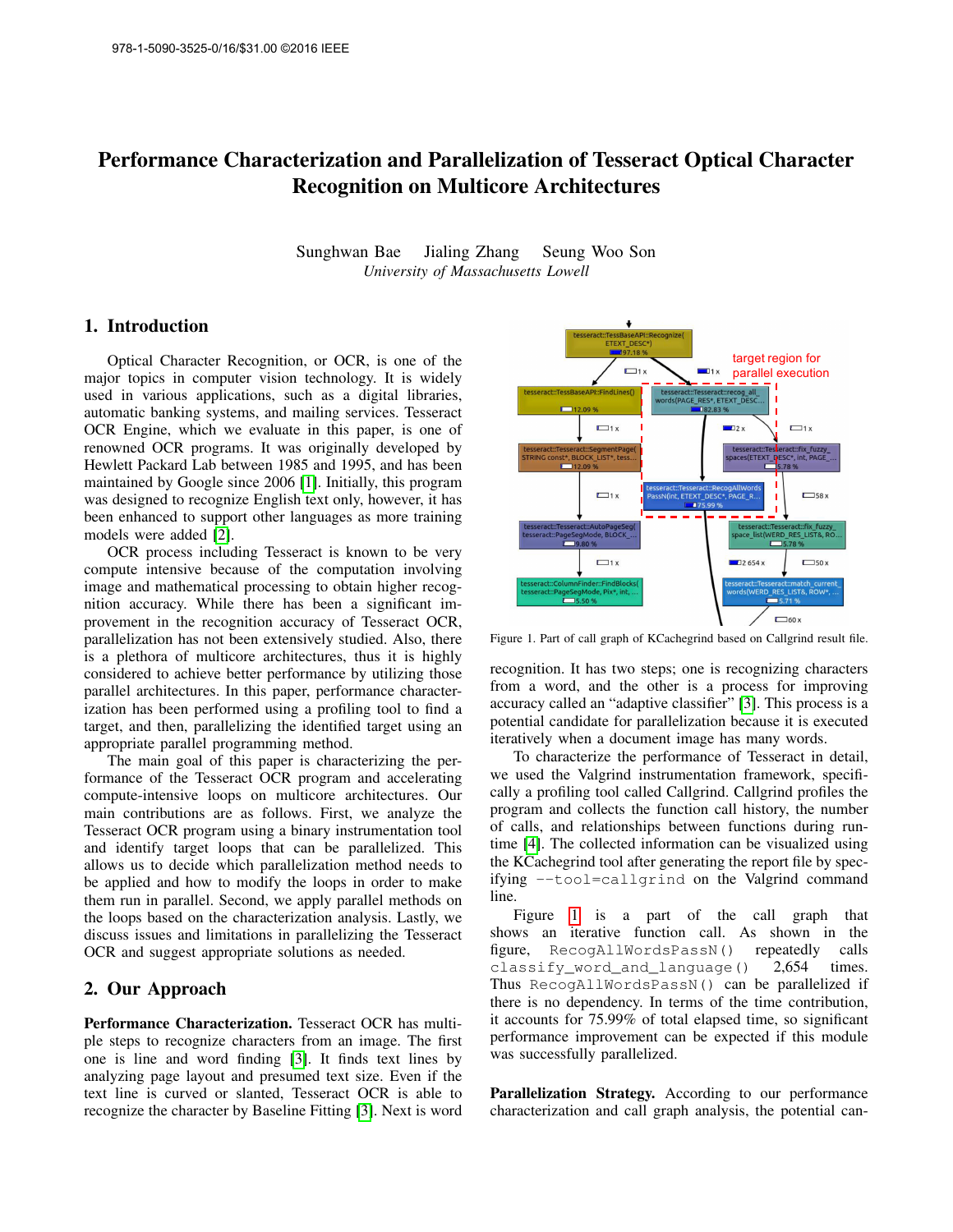# Performance Characterization and Parallelization of Tesseract Optical Character Recognition on Multicore Architectures

Sunghwan Bae  Jialing Zhang  Seung Woo Son
*University of Massachusetts Lowell*

## 1. Introduction

Optical Character Recognition, or OCR, is one of the major topics in computer vision technology. It is widely used in various applications, such as digital libraries, automatic banking systems, and mailing services. Tesseract OCR Engine, which we evaluate in this paper, is one of renowned OCR programs. It was originally developed by Hewlett Packard Lab between 1985 and 1995, and has been maintained by Google since 2006 [1]. Initially, this program was designed to recognize English text only, however, it has been enhanced to support other languages as more training models were added [2].

OCR process including Tesseract is known to be very compute intensive because of the computation involving image and mathematical processing to obtain higher recognition accuracy. While there has been a significant improvement in the recognition accuracy of Tesseract OCR, parallelization has not been extensively studied. Also, there is a plethora of multicore architectures, thus it is highly considered to achieve better performance by utilizing those parallel architectures. In this paper, performance characterization has been performed using a profiling tool to find a target, and then, parallelizing the identified target using an appropriate parallel programming method.

The main goal of this paper is characterizing the performance of the Tesseract OCR program and accelerating compute-intensive loops on multicore architectures. Our main contributions are as follows. First, we analyze the Tesseract OCR program using a binary instrumentation tool and identify target loops that can be parallelized. This allows us to decide which parallelization method needs to be applied and how to modify the loops in order to make them run in parallel. Second, we apply parallel methods on the loops based on the characterization analysis. Lastly, we discuss issues and limitations in parallelizing the Tesseract OCR and suggest appropriate solutions as needed.

## 2. Our Approach

**Performance Characterization.** Tesseract OCR has multiple steps to recognize characters from an image. The first one is line and word finding [3]. It finds text lines by analyzing page layout and presumed text size. Even if the text line is curved or slanted, Tesseract OCR is able to recognize the character by Baseline Fitting [3]. Next is word recognition. It has two steps; one is recognizing characters from a word, and the other is a process for improving accuracy called an "adaptive classifier" [3]. This process is a potential candidate for parallelization because it is executed iteratively when a document image has many words.

Figure 1. Part of call graph of KCachegrind based on Callgrind result file.

To characterize the performance of Tesseract in detail, we used the Valgrind instrumentation framework, specifically a profiling tool called Callgrind. Callgrind profiles the program and collects the function call history, the number of calls, and relationships between functions during runtime [4]. The collected information can be visualized using the KCachegrind tool after generating the report file by specifying `--tool=callgrind` on the Valgrind command line.

Figure 1 is a part of the call graph that shows an iterative function call. As shown in the figure, `RecogAllWordsPassN()` repeatedly calls `classify_word_and_language()` 2,654 times. Thus `RecogAllWordsPassN()` can be parallelized if there is no dependency. In terms of the time contribution, it accounts for 75.99% of total elapsed time, so significant performance improvement can be expected if this module was successfully parallelized.

**Parallelization Strategy.** According to our performance characterization and call graph analysis, the potential can-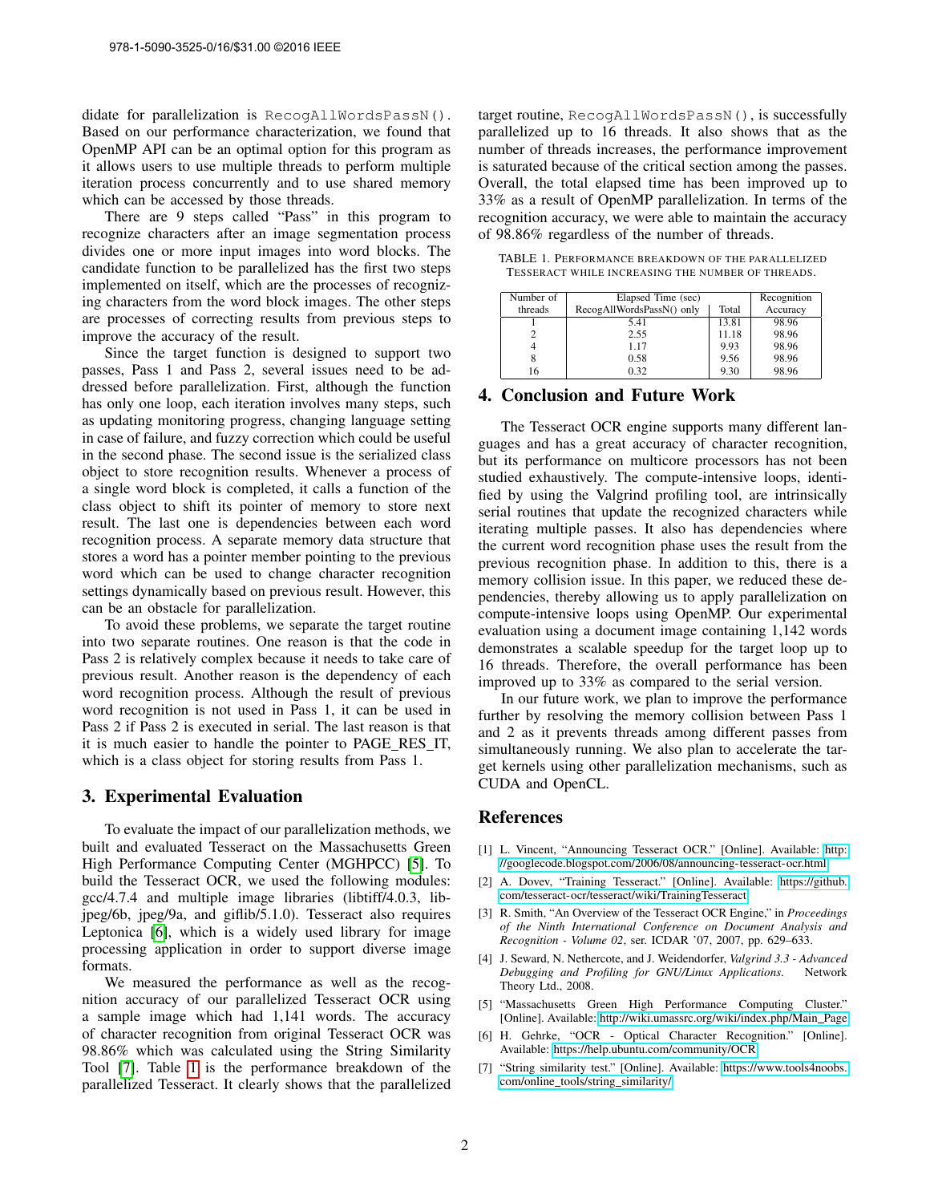didate for parallelization is `RecogAllWordsPassN()`. Based on our performance characterization, we found that OpenMP API can be an optimal option for this program as it allows users to use multiple threads to perform multiple iteration process concurrently and to use shared memory which can be accessed by those threads.

There are 9 steps called "Pass" in this program to recognize characters after an image segmentation process divides one or more input images into word blocks. The candidate function to be parallelized has the first two steps implemented on itself, which are the processes of recognizing characters from the word block images. The other steps are processes of correcting results from previous steps to improve the accuracy of the result.

Since the target function is designed to support two passes, Pass 1 and Pass 2, several issues need to be addressed before parallelization. First, although the function has only one loop, each iteration involves many steps, such as updating monitoring progress, changing language setting in case of failure, and fuzzy correction which could be useful in the second phase. The second issue is the serialized class object to store recognition results. Whenever a process of a single word block is completed, it calls a function of the class object to shift its pointer of memory to store next result. The last one is dependencies between each word recognition process. A separate memory data structure that stores a word has a pointer member pointing to the previous word which can be used to change character recognition settings dynamically based on previous result. However, this can be an obstacle for parallelization.

To avoid these problems, we separate the target routine into two separate routines. One reason is that the code in Pass 2 is relatively complex because it needs to take care of previous result. Another reason is the dependency of each word recognition process. Although the result of previous word recognition is not used in Pass 1, it can be used in Pass 2 if Pass 2 is executed in serial. The last reason is that it is much easier to handle the pointer to PAGE_RES_IT, which is a class object for storing results from Pass 1.

## 3. Experimental Evaluation

To evaluate the impact of our parallelization methods, we built and evaluated Tesseract on the Massachusetts Green High Performance Computing Center (MGHPCC) [5]. To build the Tesseract OCR, we used the following modules: gcc/4.7.4 and multiple image libraries (libtiff/4.0.3, libjpeg/6b, jpeg/9a, and giflib/5.1.0). Tesseract also requires Leptonica [6], which is a widely used library for image processing application in order to support diverse image formats.

We measured the performance as well as the recognition accuracy of our parallelized Tesseract OCR using a sample image which had 1,141 words. The accuracy of character recognition from original Tesseract OCR was 98.86% which was calculated using the String Similarity Tool [7]. Table 1 is the performance breakdown of the parallelized Tesseract. It clearly shows that the parallelized target routine, `RecogAllWordsPassN()`, is successfully parallelized up to 16 threads. It also shows that as the number of threads increases, the performance improvement is saturated because of the critical section among the passes. Overall, the total elapsed time has been improved up to 33% as a result of OpenMP parallelization. In terms of the recognition accuracy, we were able to maintain the accuracy of 98.86% regardless of the number of threads.

TABLE 1. PERFORMANCE BREAKDOWN OF THE PARALLELIZED TESSERACT WHILE INCREASING THE NUMBER OF THREADS.

| Number of | Elapsed Time (sec) | | Recognition |
|---|---|---|---|
| threads | RecogAllWordsPassN() only | Total | Accuracy |
| 1 | 5.41 | 13.81 | 98.96 |
| 2 | 2.55 | 11.18 | 98.96 |
| 4 | 1.17 | 9.93 | 98.96 |
| 8 | 0.58 | 9.56 | 98.96 |
| 16 | 0.32 | 9.30 | 98.96 |

## 4. Conclusion and Future Work

The Tesseract OCR engine supports many different languages and has a great accuracy of character recognition, but its performance on multicore processors has not been studied exhaustively. The compute-intensive loops, identified by using the Valgrind profiling tool, are intrinsically serial routines that update the recognized characters while iterating multiple passes. It also has dependencies where the current word recognition phase uses the result from the previous recognition phase. In addition to this, there is a memory collision issue. In this paper, we reduced these dependencies, thereby allowing us to apply parallelization on compute-intensive loops using OpenMP. Our experimental evaluation using a document image containing 1,142 words demonstrates a scalable speedup for the target loop up to 16 threads. Therefore, the overall performance has been improved up to 33% as compared to the serial version.

In our future work, we plan to improve the performance further by resolving the memory collision between Pass 1 and 2 as it prevents threads among different passes from simultaneously running. We also plan to accelerate the target kernels using other parallelization mechanisms, such as CUDA and OpenCL.

## References

[1] L. Vincent, "Announcing Tesseract OCR." [Online]. Available: http://googlecode.blogspot.com/2006/08/announcing-tesseract-ocr.html

[2] A. Dovev, "Training Tesseract." [Online]. Available: https://github.com/tesseract-ocr/tesseract/wiki/TrainingTesseract

[3] R. Smith, "An Overview of the Tesseract OCR Engine," in *Proceedings of the Ninth International Conference on Document Analysis and Recognition - Volume 02*, ser. ICDAR '07, 2007, pp. 629–633.

[4] J. Seward, N. Nethercote, and J. Weidendorfer, *Valgrind 3.3 - Advanced Debugging and Profiling for GNU/Linux Applications*. Network Theory Ltd., 2008.

[5] "Massachusetts Green High Performance Computing Cluster." [Online]. Available: http://wiki.umassrc.org/wiki/index.php/Main_Page

[6] H. Gehrke, "OCR - Optical Character Recognition." [Online]. Available: https://help.ubuntu.com/community/OCR

[7] "String similarity test." [Online]. Available: https://www.tools4noobs.com/online_tools/string_similarity/